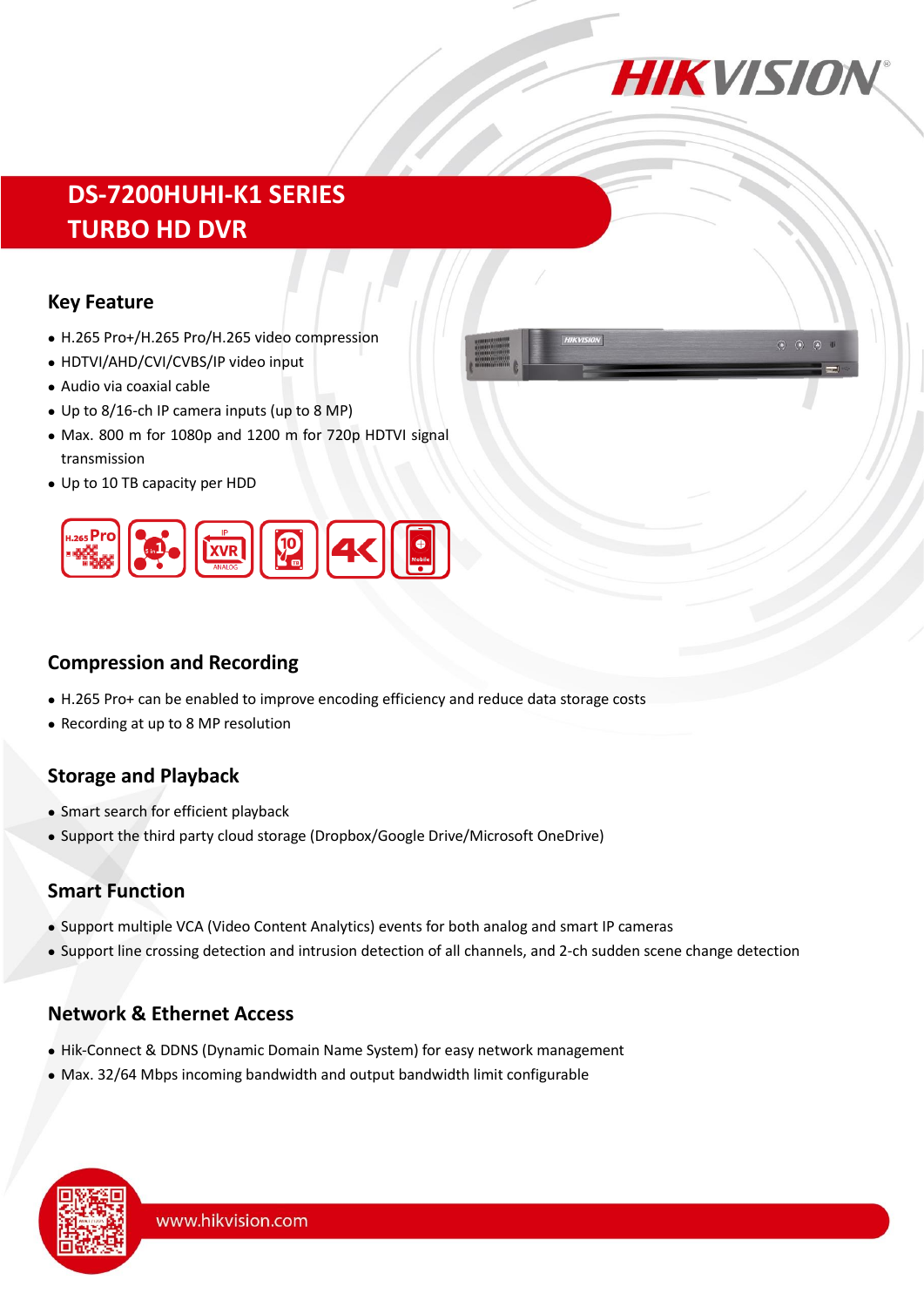# DS-7200HUHI-K1 SERIES
# TURBO HD DVR

## Key Feature

- H.265 Pro+/H.265 Pro/H.265 video compression
- HDTVI/AHD/CVI/CVBS/IP video input
- Audio via coaxial cable
- Up to 8/16-ch IP camera inputs (up to 8 MP)
- Max. 800 m for 1080p and 1200 m for 720p HDTVI signal transmission
- Up to 10 TB capacity per HDD

## Compression and Recording

- H.265 Pro+ can be enabled to improve encoding efficiency and reduce data storage costs
- Recording at up to 8 MP resolution

## Storage and Playback

- Smart search for efficient playback
- Support the third party cloud storage (Dropbox/Google Drive/Microsoft OneDrive)

## Smart Function

- Support multiple VCA (Video Content Analytics) events for both analog and smart IP cameras
- Support line crossing detection and intrusion detection of all channels, and 2-ch sudden scene change detection

## Network & Ethernet Access

- Hik-Connect & DDNS (Dynamic Domain Name System) for easy network management
- Max. 32/64 Mbps incoming bandwidth and output bandwidth limit configurable

www.hikvision.com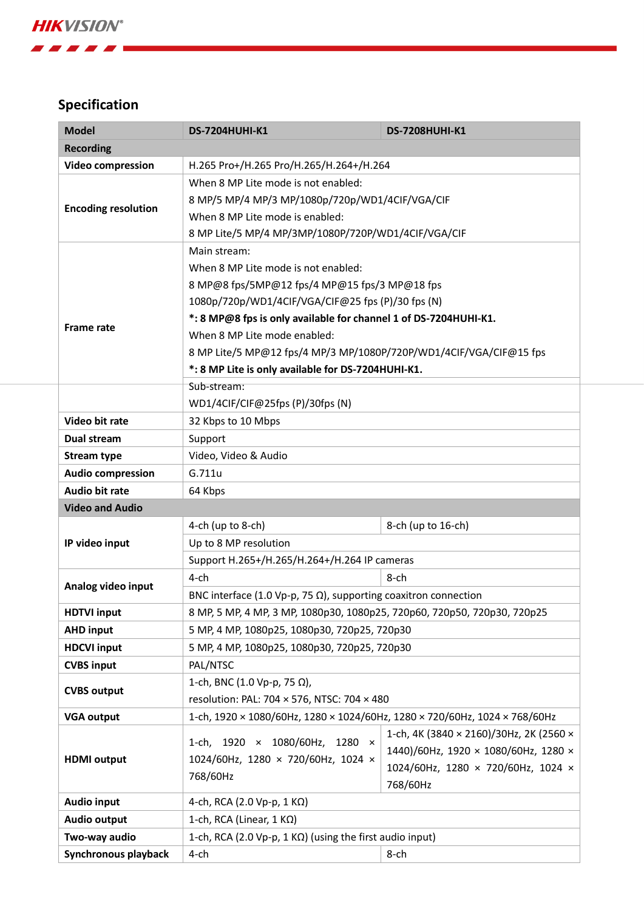## Specification

| Model | DS-7204HUHI-K1 | DS-7208HUHI-K1 |
|---|---|---|
| **Recording** | | |
| **Video compression** | H.265 Pro+/H.265 Pro/H.265/H.264+/H.264 | |
| **Encoding resolution** | When 8 MP Lite mode is not enabled:<br>8 MP/5 MP/4 MP/3 MP/1080p/720p/WD1/4CIF/VGA/CIF<br>When 8 MP Lite mode is enabled:<br>8 MP Lite/5 MP/4 MP/3MP/1080P/720P/WD1/4CIF/VGA/CIF | |
| **Frame rate** | Main stream:<br>When 8 MP Lite mode is not enabled:<br>8 MP@8 fps/5MP@12 fps/4 MP@15 fps/3 MP@18 fps<br>1080p/720p/WD1/4CIF/VGA/CIF@25 fps (P)/30 fps (N)<br>**\*: 8 MP@8 fps is only available for channel 1 of DS-7204HUHI-K1.**<br>When 8 MP Lite mode enabled:<br>8 MP Lite/5 MP@12 fps/4 MP/3 MP/1080P/720P/WD1/4CIF/VGA/CIF@15 fps<br>**\*: 8 MP Lite is only available for DS-7204HUHI-K1.** | |
| | Sub-stream:<br>WD1/4CIF/CIF@25fps (P)/30fps (N) | |
| **Video bit rate** | 32 Kbps to 10 Mbps | |
| **Dual stream** | Support | |
| **Stream type** | Video, Video & Audio | |
| **Audio compression** | G.711u | |
| **Audio bit rate** | 64 Kbps | |
| **Video and Audio** | | |
| **IP video input** | 4-ch (up to 8-ch) | 8-ch (up to 16-ch) |
| | Up to 8 MP resolution | |
| | Support H.265+/H.265/H.264+/H.264 IP cameras | |
| **Analog video input** | 4-ch | 8-ch |
| | BNC interface (1.0 Vp-p, 75 Ω), supporting coaxitron connection | |
| **HDTVI input** | 8 MP, 5 MP, 4 MP, 3 MP, 1080p30, 1080p25, 720p60, 720p50, 720p30, 720p25 | |
| **AHD input** | 5 MP, 4 MP, 1080p25, 1080p30, 720p25, 720p30 | |
| **HDCVI input** | 5 MP, 4 MP, 1080p25, 1080p30, 720p25, 720p30 | |
| **CVBS input** | PAL/NTSC | |
| **CVBS output** | 1-ch, BNC (1.0 Vp-p, 75 Ω),<br>resolution: PAL: 704 × 576, NTSC: 704 × 480 | |
| **VGA output** | 1-ch, 1920 × 1080/60Hz, 1280 × 1024/60Hz, 1280 × 720/60Hz, 1024 × 768/60Hz | |
| **HDMI output** | 1-ch, 1920 × 1080/60Hz, 1280 × 1024/60Hz, 1280 × 720/60Hz, 1024 × 768/60Hz | 1-ch, 4K (3840 × 2160)/30Hz, 2K (2560 × 1440)/60Hz, 1920 × 1080/60Hz, 1280 × 1024/60Hz, 1280 × 720/60Hz, 1024 × 768/60Hz |
| **Audio input** | 4-ch, RCA (2.0 Vp-p, 1 KΩ) | |
| **Audio output** | 1-ch, RCA (Linear, 1 KΩ) | |
| **Two-way audio** | 1-ch, RCA (2.0 Vp-p, 1 KΩ) (using the first audio input) | |
| **Synchronous playback** | 4-ch | 8-ch |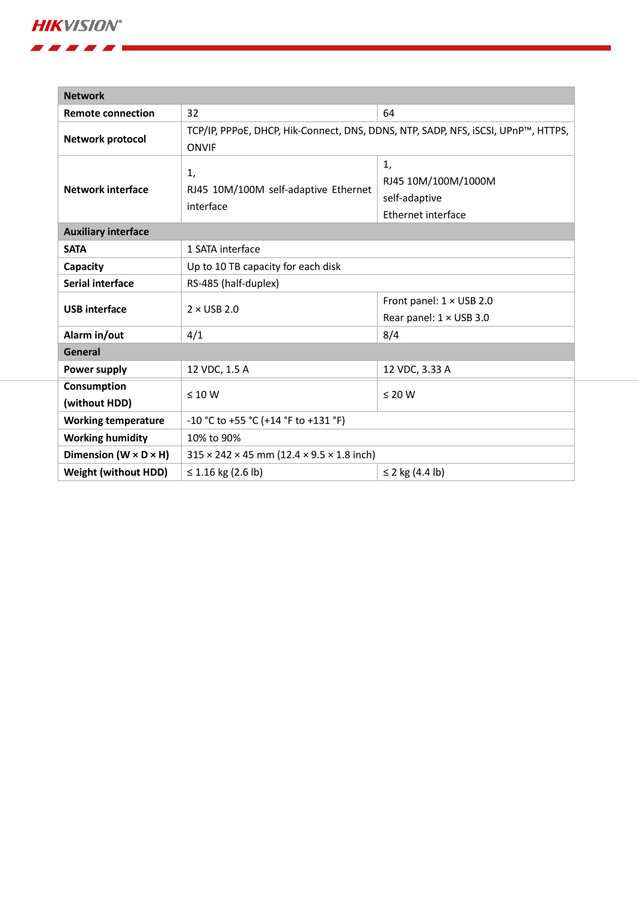| Network | | |
|---|---|---|
| **Remote connection** | 32 | 64 |
| **Network protocol** | TCP/IP, PPPoE, DHCP, Hik-Connect, DNS, DDNS, NTP, SADP, NFS, iSCSI, UPnP™, HTTPS, ONVIF | |
| **Network interface** | 1, RJ45 10M/100M self-adaptive Ethernet interface | 1, RJ45 10M/100M/1000M self-adaptive Ethernet interface |
| **Auxiliary interface** | | |
| **SATA** | 1 SATA interface | |
| **Capacity** | Up to 10 TB capacity for each disk | |
| **Serial interface** | RS-485 (half-duplex) | |
| **USB interface** | 2 × USB 2.0 | Front panel: 1 × USB 2.0<br>Rear panel: 1 × USB 3.0 |
| **Alarm in/out** | 4/1 | 8/4 |
| **General** | | |
| **Power supply** | 12 VDC, 1.5 A | 12 VDC, 3.33 A |
| **Consumption (without HDD)** | ≤ 10 W | ≤ 20 W |
| **Working temperature** | -10 °C to +55 °C (+14 °F to +131 °F) | |
| **Working humidity** | 10% to 90% | |
| **Dimension (W × D × H)** | 315 × 242 × 45 mm (12.4 × 9.5 × 1.8 inch) | |
| **Weight (without HDD)** | ≤ 1.16 kg (2.6 lb) | ≤ 2 kg (4.4 lb) |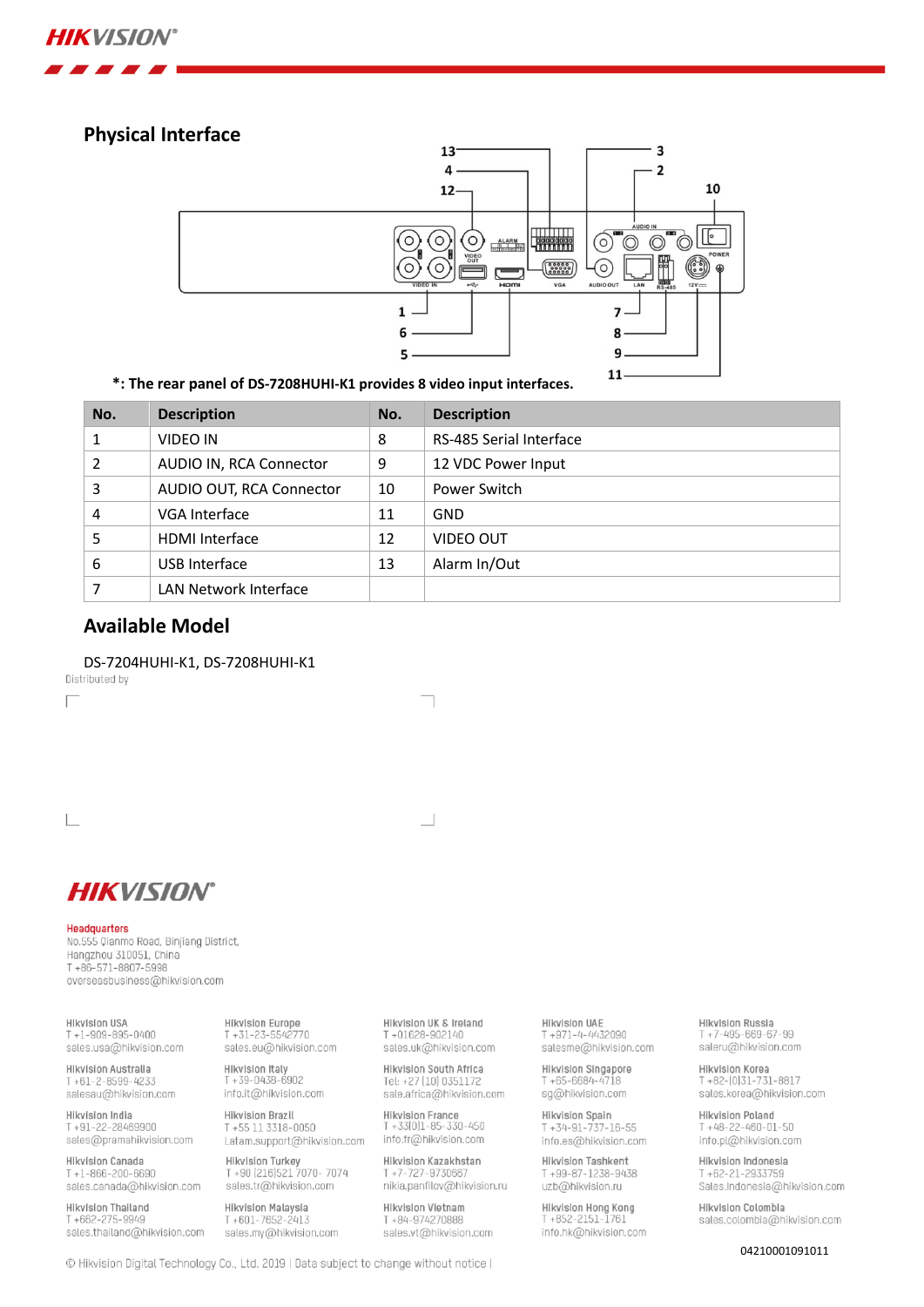## Physical Interface

*: The rear panel of DS-7208HUHI-K1 provides 8 video input interfaces.

| No. | Description | No. | Description |
|---|---|---|---|
| 1 | VIDEO IN | 8 | RS-485 Serial Interface |
| 2 | AUDIO IN, RCA Connector | 9 | 12 VDC Power Input |
| 3 | AUDIO OUT, RCA Connector | 10 | Power Switch |
| 4 | VGA Interface | 11 | GND |
| 5 | HDMI Interface | 12 | VIDEO OUT |
| 6 | USB Interface | 13 | Alarm In/Out |
| 7 | LAN Network Interface | | |

## Available Model

DS-7204HUHI-K1, DS-7208HUHI-K1

Distributed by

**Headquarters**
No.555 Qianmo Road, Binjiang District, Hangzhou 310051, China
T +86-571-8807-5998
overseasbusiness@hikvision.com

Hikvision USA
T +1-909-895-0400
sales.usa@hikvision.com

Hikvision Europe
T +31-23-5542770
sales.eu@hikvision.com

Hikvision UK & Ireland
T +01628-902140
sales.uk@hikvision.com

Hikvision UAE
T +971-4-4432090
salesme@hikvision.com

Hikvision Russia
T +7-495-669-67-99
saleru@hikvision.com

Hikvision Australia
T +61-2-8599-4233
salesau@hikvision.com

Hikvision Italy
T +39-0438-6902
info.it@hikvision.com

Hikvision South Africa
Tel: +27 (10) 0351172
sale.africa@hikvision.com

Hikvision Singapore
T +65-6684-4718
sg@hikvision.com

Hikvision Korea
T +82-(0)31-731-8817
sales.korea@hikvision.com

Hikvision India
T +91-22-28469900
sales@pramahikvision.com

Hikvision Brazil
T +55 11 3318-0050
Latam.support@hikvision.com

Hikvision France
T +33(0)1-85-330-450
info.fr@hikvision.com

Hikvision Spain
T +34-91-737-16-55
info.es@hikvision.com

Hikvision Poland
T +48-22-460-01-50
info.pl@hikvision.com

Hikvision Canada
T +1-866-200-6690
sales.canada@hikvision.com

Hikvision Turkey
T +90 (216)521 7070- 7074
sales.tr@hikvision.com

Hikvision Kazakhstan
T +7-727-9730667
nikia.panfilov@hikvision.ru

Hikvision Tashkent
T +99-87-1238-9438
uzb@hikvision.ru

Hikvision Indonesia
T +62-21-2933759
Sales.Indonesia@hikvision.com

Hikvision Thailand
T +662-275-9949
sales.thailand@hikvision.com

Hikvision Malaysia
T +601-7652-2413
sales.my@hikvision.com

Hikvision Vietnam
T +84-974270888
sales.vt@hikvision.com

Hikvision Hong Kong
T +852-2151-1761
info.hk@hikvision.com

Hikvision Colombia
sales.colombia@hikvision.com

04210001091011

© Hikvision Digital Technology Co., Ltd. 2019 | Data subject to change without notice |